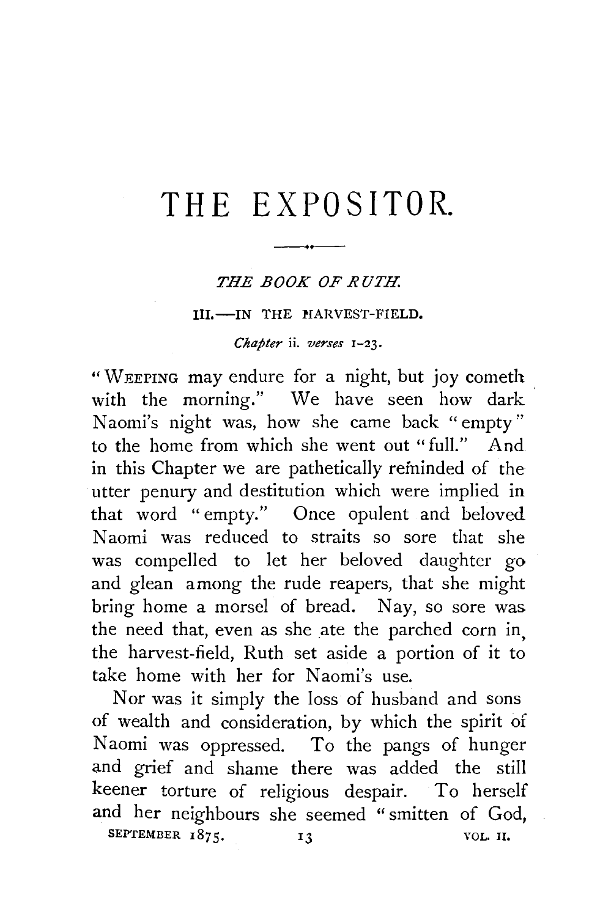# THE EXPOSITOR.

## *THE BOOK OF RUTH.*

### III.—IN THE HARVEST-FIELD.

*Chapter* ii. *verses* 1–23.

"WEEPING may endure for a night, but joy cometh with the morning." We have seen how dark Naomi's night was, how she came back "empty" to the home from which she went out "full." And in this Chapter we are pathetically reminded of the utter penury and destitution which were implied in that word "empty." Once opulent and beloved Naomi was reduced to straits so sore that she was compelled to let her beloved daughter go and glean among the rude reapers, that she might bring home a morsel of bread. Nay, so sore was the need that, even as she ate the parched corn in, the harvest-field, Ruth set aside a portion of it to take home with her for Naomi's use.

Nor was it simply the loss of husband and sons of wealth and consideration, by which the spirit of Naomi was oppressed. To the pangs of hunger and grief and shame there was added the still keener torture of religious despair. To herself and her neighbours she seemed "smitten of God,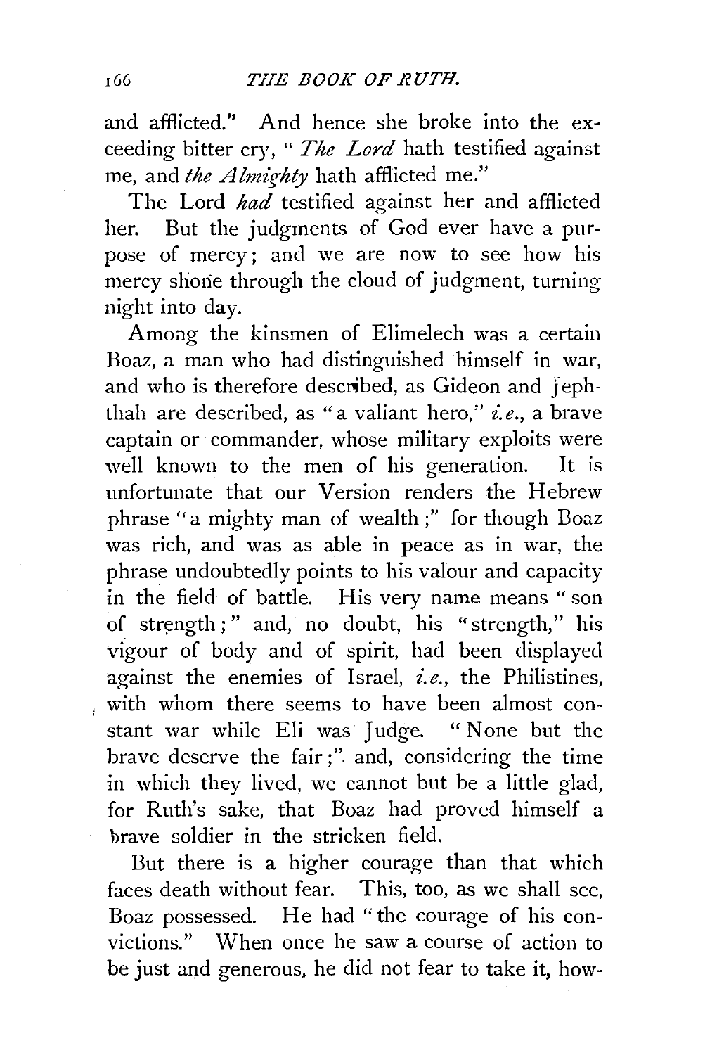and afflicted." And hence she broke into the exceeding bitter cry, "*The Lord* hath testified against me, and *the Almighty* hath afflicted me."

The Lord *had* testified against her and afflicted her. But the judgments of God ever have a purpose of mercy; and we are now to see how his mercy shone through the cloud of judgment, turning night into day.

Among the kinsmen of Elimelech was a certain Boaz, a man who had distinguished himself in war, and who is therefore described, as Gideon and Jephthah are described, as "a valiant hero," *i.e.*, a brave captain or commander, whose military exploits were well known to the men of his generation. It is unfortunate that our Version renders the Hebrew phrase "a mighty man of wealth;" for though Boaz was rich, and was as able in peace as in war, the phrase undoubtedly points to his valour and capacity in the field of battle. His very name means "son of strength;" and, no doubt, his "strength," his vigour of body and of spirit, had been displayed against the enemies of Israel, *i.e.*, the Philistines, with whom there seems to have been almost constant war while Eli was Judge. "None but the brave deserve the fair;" and, considering the time in which they lived, we cannot but be a little glad, for Ruth's sake, that Boaz had proved himself a brave soldier in the stricken field.

But there is a higher courage than that which faces death without fear. This, too, as we shall see, Boaz possessed. He had "the courage of his convictions." When once he saw a course of action to be just and generous, he did not fear to take it, how-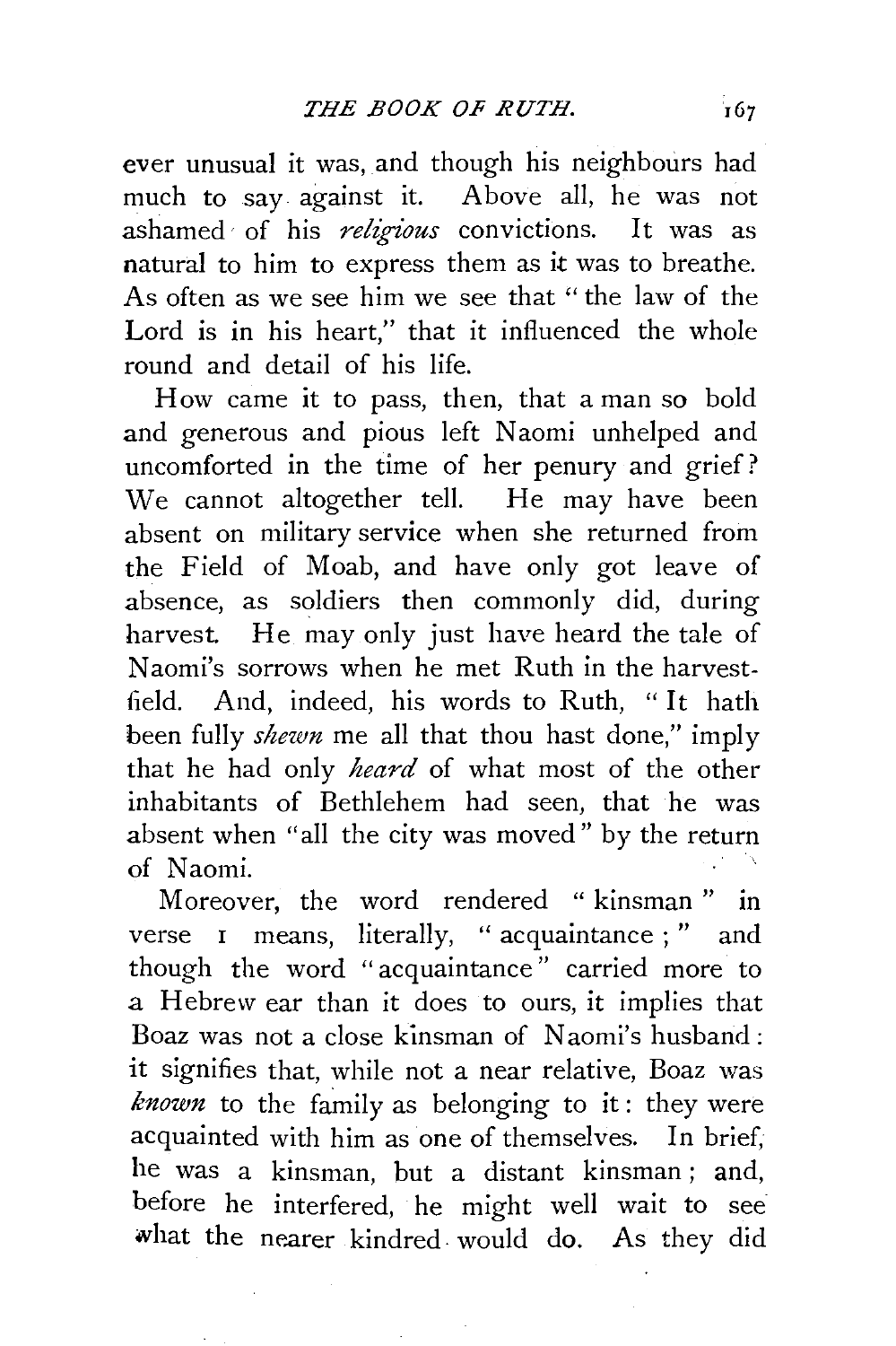ever unusual it was, and though his neighbours had much to say against it. Above all, he was not ashamed of his *religious* convictions. It was as natural to him to express them as it was to breathe. As often as we see him we see that "the law of the Lord is in his heart," that it influenced the whole round and detail of his life.

How came it to pass, then, that a man so bold and generous and pious left Naomi unhelped and uncomforted in the time of her penury and grief? We cannot altogether tell. He may have been absent on military service when she returned from the Field of Moab, and have only got leave of absence, as soldiers then commonly did, during harvest. He may only just have heard the tale of Naomi's sorrows when he met Ruth in the harvest-field. And, indeed, his words to Ruth, "It hath been fully *shewn* me all that thou hast done," imply that he had only *heard* of what most of the other inhabitants of Bethlehem had seen, that he was absent when "all the city was moved" by the return of Naomi.

Moreover, the word rendered "kinsman" in verse 1 means, literally, "acquaintance;" and though the word "acquaintance" carried more to a Hebrew ear than it does to ours, it implies that Boaz was not a close kinsman of Naomi's husband: it signifies that, while not a near relative, Boaz was *known* to the family as belonging to it: they were acquainted with him as one of themselves. In brief, he was a kinsman, but a distant kinsman; and, before he interfered, he might well wait to see what the nearer kindred would do. As they did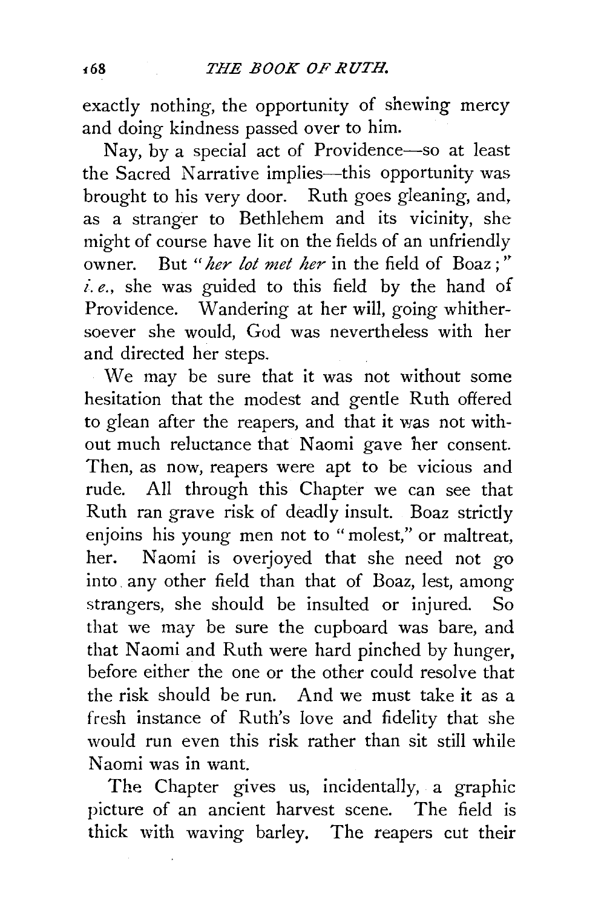exactly nothing, the opportunity of shewing mercy and doing kindness passed over to him.

Nay, by a special act of Providence—so at least the Sacred Narrative implies—this opportunity was brought to his very door. Ruth goes gleaning, and, as a stranger to Bethlehem and its vicinity, she might of course have lit on the fields of an unfriendly owner. But "*her lot met her* in the field of Boaz;" *i. e.*, she was guided to this field by the hand of Providence. Wandering at her will, going whithersoever she would, God was nevertheless with her and directed her steps.

We may be sure that it was not without some hesitation that the modest and gentle Ruth offered to glean after the reapers, and that it was not without much reluctance that Naomi gave her consent. Then, as now, reapers were apt to be vicious and rude. All through this Chapter we can see that Ruth ran grave risk of deadly insult. Boaz strictly enjoins his young men not to "molest," or maltreat, her. Naomi is overjoyed that she need not go into any other field than that of Boaz, lest, among strangers, she should be insulted or injured. So that we may be sure the cupboard was bare, and that Naomi and Ruth were hard pinched by hunger, before either the one or the other could resolve that the risk should be run. And we must take it as a fresh instance of Ruth's love and fidelity that she would run even this risk rather than sit still while Naomi was in want.

The Chapter gives us, incidentally, a graphic picture of an ancient harvest scene. The field is thick with waving barley. The reapers cut their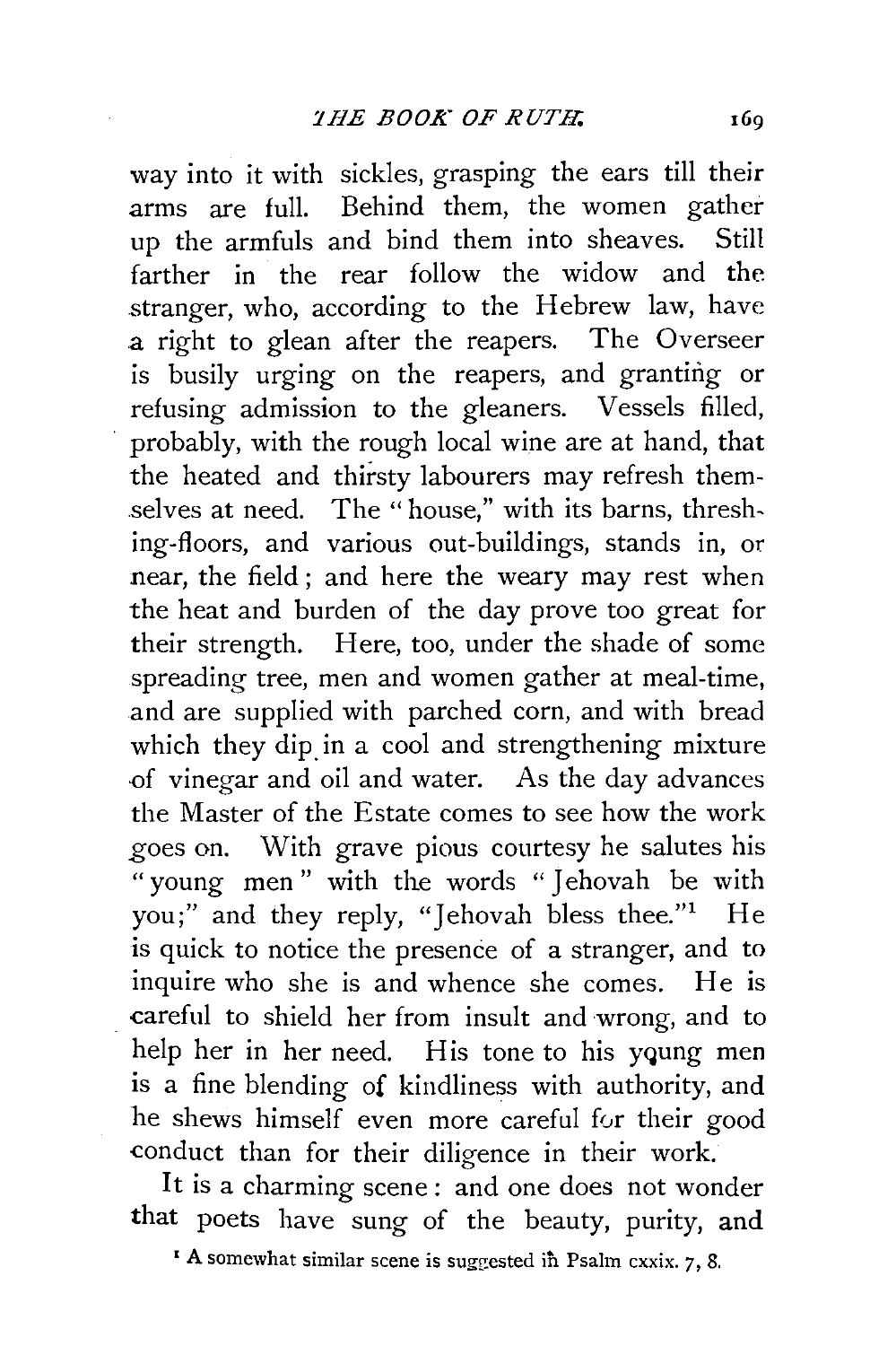way into it with sickles, grasping the ears till their arms are full. Behind them, the women gather up the armfuls and bind them into sheaves. Still farther in the rear follow the widow and the stranger, who, according to the Hebrew law, have a right to glean after the reapers. The Overseer is busily urging on the reapers, and granting or refusing admission to the gleaners. Vessels filled, probably, with the rough local wine are at hand, that the heated and thirsty labourers may refresh themselves at need. The "house," with its barns, threshing-floors, and various out-buildings, stands in, or near, the field; and here the weary may rest when the heat and burden of the day prove too great for their strength. Here, too, under the shade of some spreading tree, men and women gather at meal-time, and are supplied with parched corn, and with bread which they dip in a cool and strengthening mixture of vinegar and oil and water. As the day advances the Master of the Estate comes to see how the work goes on. With grave pious courtesy he salutes his "young men" with the words "Jehovah be with you;" and they reply, "Jehovah bless thee."[1] He is quick to notice the presence of a stranger, and to inquire who she is and whence she comes. He is careful to shield her from insult and wrong, and to help her in her need. His tone to his young men is a fine blending of kindliness with authority, and he shews himself even more careful for their good conduct than for their diligence in their work.

It is a charming scene: and one does not wonder that poets have sung of the beauty, purity, and

[1] A somewhat similar scene is suggested in Psalm cxxix. 7, 8.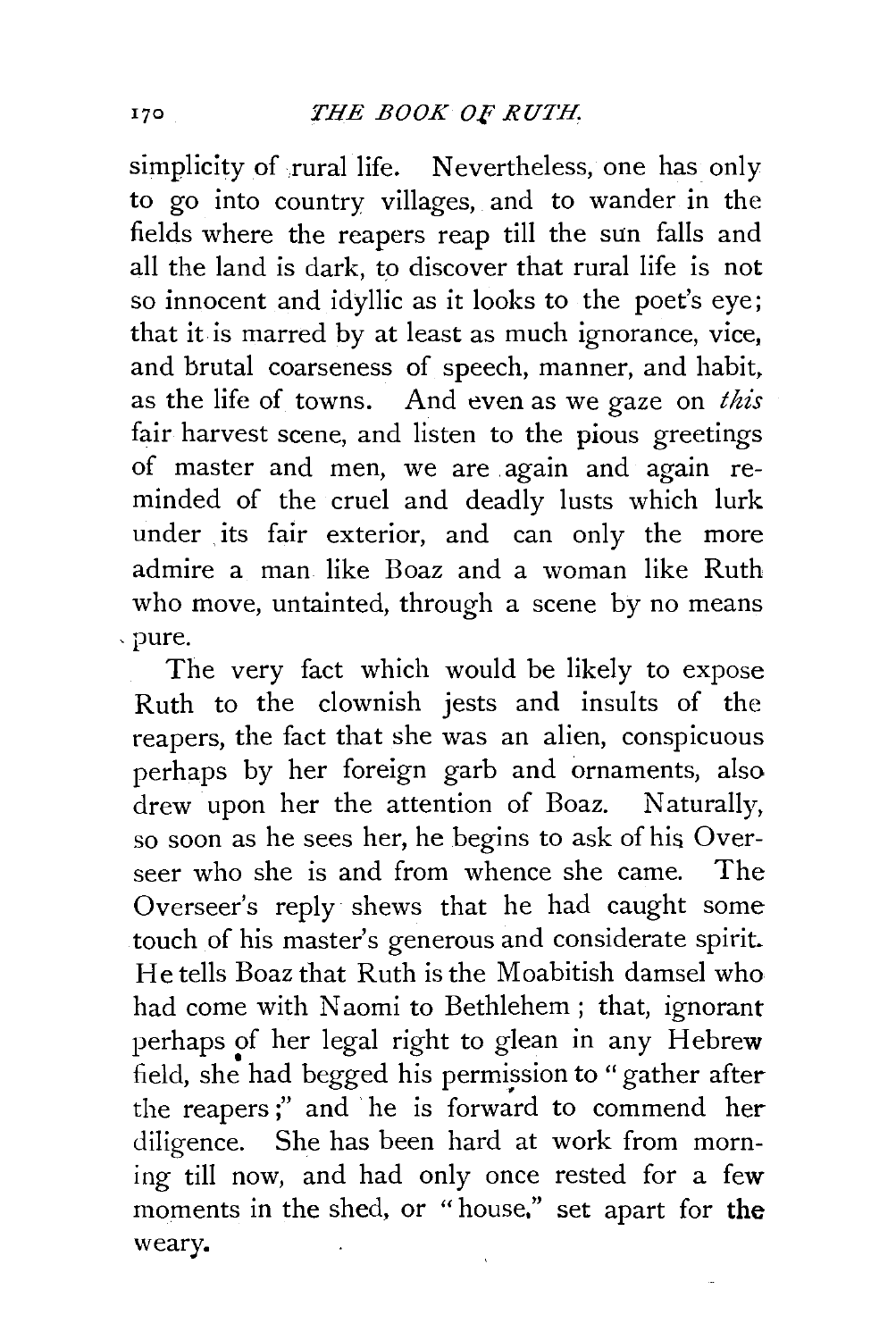simplicity of rural life. Nevertheless, one has only to go into country villages, and to wander in the fields where the reapers reap till the sun falls and all the land is dark, to discover that rural life is not so innocent and idyllic as it looks to the poet's eye; that it is marred by at least as much ignorance, vice, and brutal coarseness of speech, manner, and habit, as the life of towns. And even as we gaze on *this* fair harvest scene, and listen to the pious greetings of master and men, we are again and again reminded of the cruel and deadly lusts which lurk under its fair exterior, and can only the more admire a man like Boaz and a woman like Ruth who move, untainted, through a scene by no means pure.

The very fact which would be likely to expose Ruth to the clownish jests and insults of the reapers, the fact that she was an alien, conspicuous perhaps by her foreign garb and ornaments, also drew upon her the attention of Boaz. Naturally, so soon as he sees her, he begins to ask of his Overseer who she is and from whence she came. The Overseer's reply shews that he had caught some touch of his master's generous and considerate spirit. He tells Boaz that Ruth is the Moabitish damsel who had come with Naomi to Bethlehem; that, ignorant perhaps of her legal right to glean in any Hebrew field, she had begged his permission to "gather after the reapers;" and he is forward to commend her diligence. She has been hard at work from morning till now, and had only once rested for a few moments in the shed, or "house," set apart for the weary.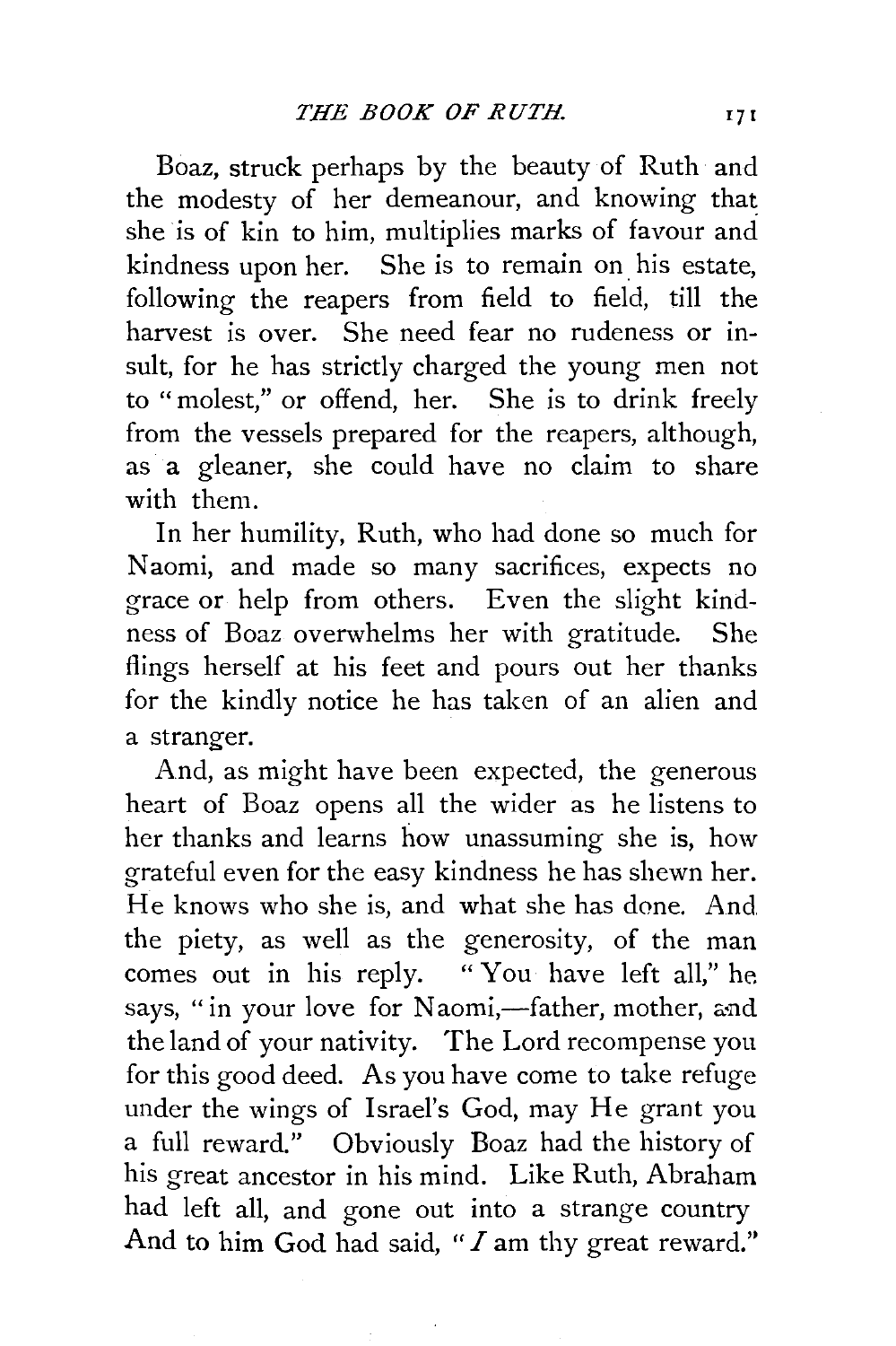Boaz, struck perhaps by the beauty of Ruth and the modesty of her demeanour, and knowing that she is of kin to him, multiplies marks of favour and kindness upon her. She is to remain on his estate, following the reapers from field to field, till the harvest is over. She need fear no rudeness or insult, for he has strictly charged the young men not to "molest," or offend, her. She is to drink freely from the vessels prepared for the reapers, although, as a gleaner, she could have no claim to share with them.

In her humility, Ruth, who had done so much for Naomi, and made so many sacrifices, expects no grace or help from others. Even the slight kindness of Boaz overwhelms her with gratitude. She flings herself at his feet and pours out her thanks for the kindly notice he has taken of an alien and a stranger.

And, as might have been expected, the generous heart of Boaz opens all the wider as he listens to her thanks and learns how unassuming she is, how grateful even for the easy kindness he has shewn her. He knows who she is, and what she has done. And the piety, as well as the generosity, of the man comes out in his reply. "You have left all," he says, "in your love for Naomi,—father, mother, and the land of your nativity. The Lord recompense you for this good deed. As you have come to take refuge under the wings of Israel's God, may He grant you a full reward." Obviously Boaz had the history of his great ancestor in his mind. Like Ruth, Abraham had left all, and gone out into a strange country And to him God had said, "*I* am thy great reward."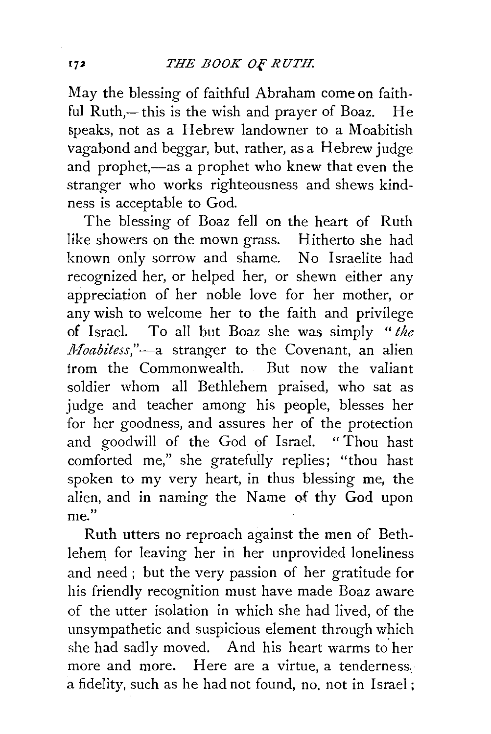May the blessing of faithful Abraham come on faithful Ruth,—this is the wish and prayer of Boaz. He speaks, not as a Hebrew landowner to a Moabitish vagabond and beggar, but, rather, as a Hebrew judge and prophet,—as a prophet who knew that even the stranger who works righteousness and shews kindness is acceptable to God.

The blessing of Boaz fell on the heart of Ruth like showers on the mown grass. Hitherto she had known only sorrow and shame. No Israelite had recognized her, or helped her, or shewn either any appreciation of her noble love for her mother, or any wish to welcome her to the faith and privilege of Israel. To all but Boaz she was simply "*the Moabitess*,"—a stranger to the Covenant, an alien from the Commonwealth. But now the valiant soldier whom all Bethlehem praised, who sat as judge and teacher among his people, blesses her for her goodness, and assures her of the protection and goodwill of the God of Israel. "Thou hast comforted me," she gratefully replies; "thou hast spoken to my very heart, in thus blessing me, the alien, and in naming the Name of thy God upon me."

Ruth utters no reproach against the men of Bethlehem for leaving her in her unprovided loneliness and need; but the very passion of her gratitude for his friendly recognition must have made Boaz aware of the utter isolation in which she had lived, of the unsympathetic and suspicious element through which she had sadly moved. And his heart warms to her more and more. Here are a virtue, a tenderness, a fidelity, such as he had not found, no, not in Israel;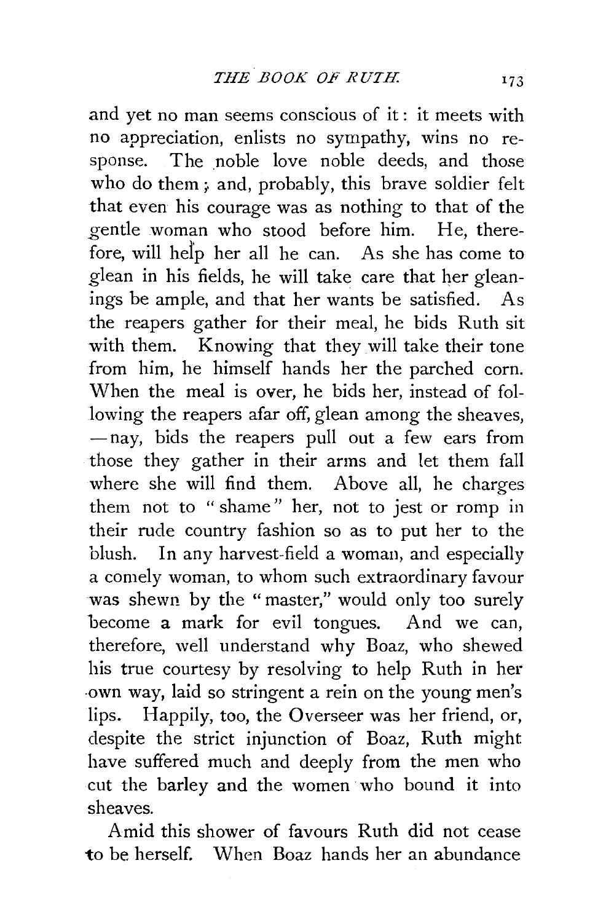and yet no man seems conscious of it: it meets with no appreciation, enlists no sympathy, wins no response. The noble love noble deeds, and those who do them; and, probably, this brave soldier felt that even his courage was as nothing to that of the gentle woman who stood before him. He, therefore, will help her all he can. As she has come to glean in his fields, he will take care that her gleanings be ample, and that her wants be satisfied. As the reapers gather for their meal, he bids Ruth sit with them. Knowing that they will take their tone from him, he himself hands her the parched corn. When the meal is over, he bids her, instead of following the reapers afar off, glean among the sheaves, —nay, bids the reapers pull out a few ears from those they gather in their arms and let them fall where she will find them. Above all, he charges them not to "shame" her, not to jest or romp in their rude country fashion so as to put her to the blush. In any harvest-field a woman, and especially a comely woman, to whom such extraordinary favour was shewn by the "master," would only too surely become a mark for evil tongues. And we can, therefore, well understand why Boaz, who shewed his true courtesy by resolving to help Ruth in her own way, laid so stringent a rein on the young men's lips. Happily, too, the Overseer was her friend, or, despite the strict injunction of Boaz, Ruth might have suffered much and deeply from the men who cut the barley and the women who bound it into sheaves.

Amid this shower of favours Ruth did not cease to be herself. When Boaz hands her an abundance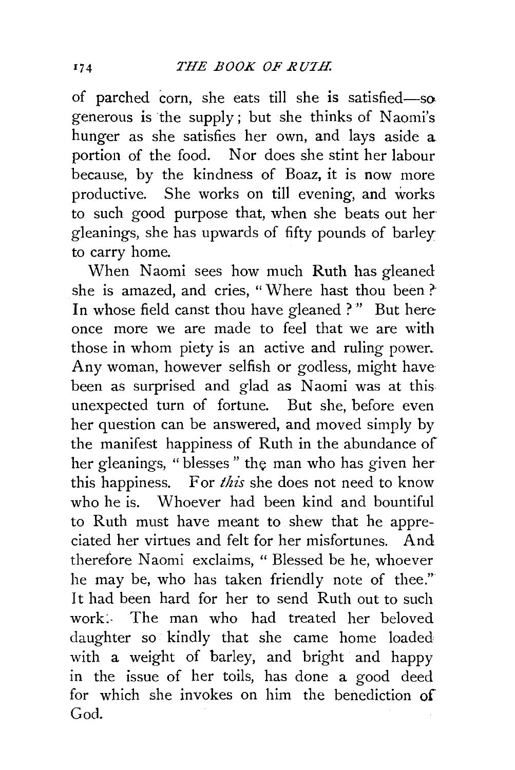of parched corn, she eats till she is satisfied—so generous is the supply; but she thinks of Naomi's hunger as she satisfies her own, and lays aside a portion of the food. Nor does she stint her labour because, by the kindness of Boaz, it is now more productive. She works on till evening, and works to such good purpose that, when she beats out her gleanings, she has upwards of fifty pounds of barley to carry home.

When Naomi sees how much Ruth has gleaned she is amazed, and cries, "Where hast thou been? In whose field canst thou have gleaned?" But here once more we are made to feel that we are with those in whom piety is an active and ruling power. Any woman, however selfish or godless, might have been as surprised and glad as Naomi was at this unexpected turn of fortune. But she, before even her question can be answered, and moved simply by the manifest happiness of Ruth in the abundance of her gleanings, "blesses" the man who has given her this happiness. For *this* she does not need to know who he is. Whoever had been kind and bountiful to Ruth must have meant to shew that he appreciated her virtues and felt for her misfortunes. And therefore Naomi exclaims, "Blessed be he, whoever he may be, who has taken friendly note of thee." It had been hard for her to send Ruth out to such work. The man who had treated her beloved daughter so kindly that she came home loaded with a weight of barley, and bright and happy in the issue of her toils, has done a good deed for which she invokes on him the benediction of God.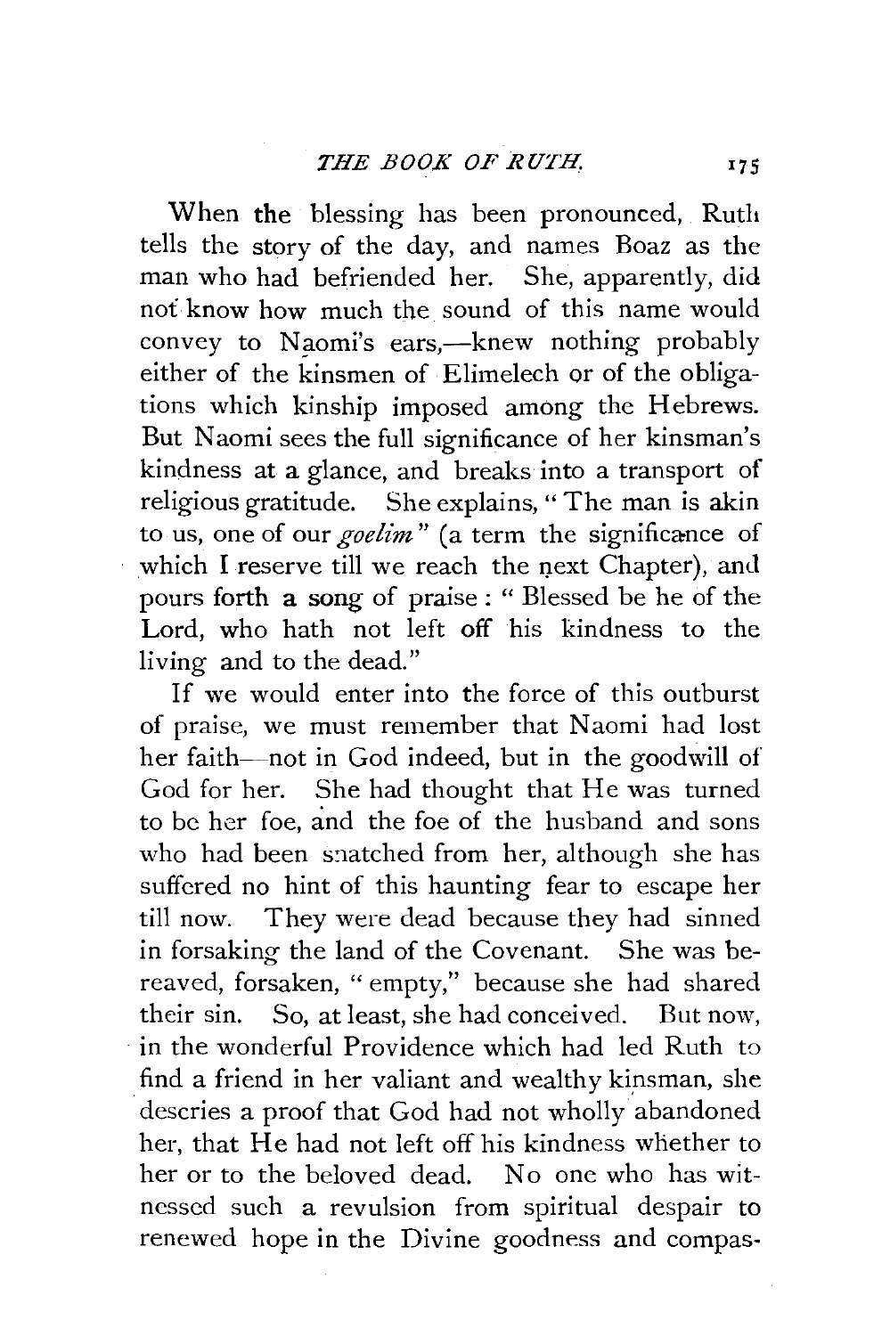When the blessing has been pronounced, Ruth tells the story of the day, and names Boaz as the man who had befriended her. She, apparently, did not know how much the sound of this name would convey to Naomi's ears,—knew nothing probably either of the kinsmen of Elimelech or of the obligations which kinship imposed among the Hebrews. But Naomi sees the full significance of her kinsman's kindness at a glance, and breaks into a transport of religious gratitude. She explains, "The man is akin to us, one of our *goelim*" (a term the significance of which I reserve till we reach the next Chapter), and pours forth a song of praise: "Blessed be he of the Lord, who hath not left off his kindness to the living and to the dead."

If we would enter into the force of this outburst of praise, we must remember that Naomi had lost her faith—not in God indeed, but in the goodwill of God for her. She had thought that He was turned to be her foe, and the foe of the husband and sons who had been snatched from her, although she has suffered no hint of this haunting fear to escape her till now. They were dead because they had sinned in forsaking the land of the Covenant. She was bereaved, forsaken, "empty," because she had shared their sin. So, at least, she had conceived. But now, in the wonderful Providence which had led Ruth to find a friend in her valiant and wealthy kinsman, she descries a proof that God had not wholly abandoned her, that He had not left off his kindness whether to her or to the beloved dead. No one who has witnessed such a revulsion from spiritual despair to renewed hope in the Divine goodness and compas-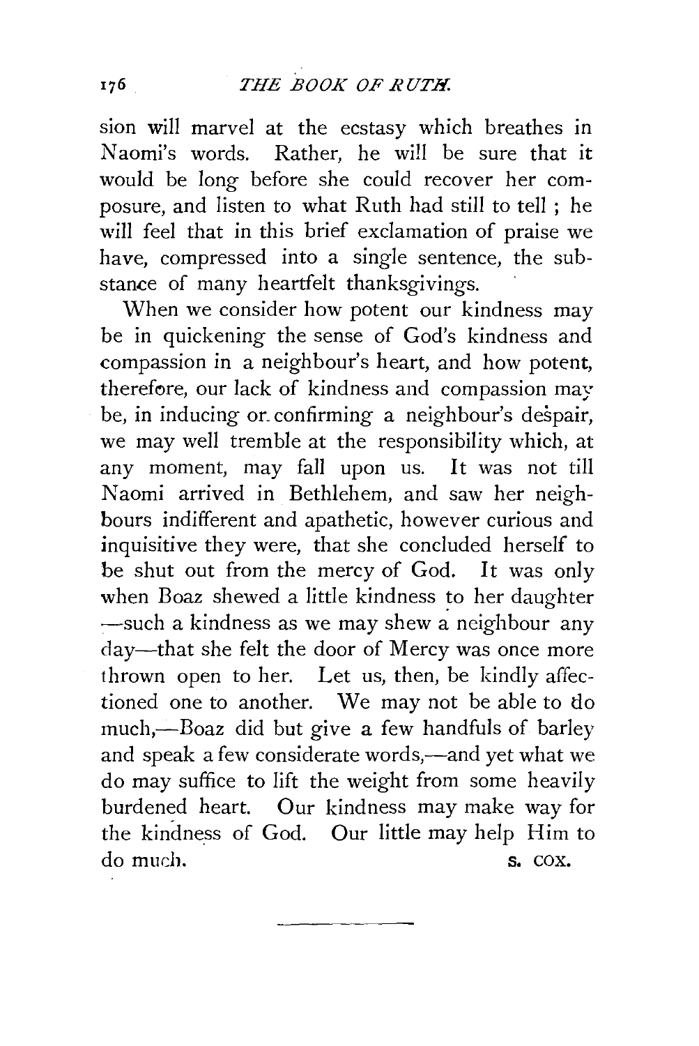sion will marvel at the ecstasy which breathes in Naomi's words. Rather, he will be sure that it would be long before she could recover her composure, and listen to what Ruth had still to tell; he will feel that in this brief exclamation of praise we have, compressed into a single sentence, the substance of many heartfelt thanksgivings.

When we consider how potent our kindness may be in quickening the sense of God's kindness and compassion in a neighbour's heart, and how potent, therefore, our lack of kindness and compassion may be, in inducing or confirming a neighbour's despair, we may well tremble at the responsibility which, at any moment, may fall upon us. It was not till Naomi arrived in Bethlehem, and saw her neighbours indifferent and apathetic, however curious and inquisitive they were, that she concluded herself to be shut out from the mercy of God. It was only when Boaz shewed a little kindness to her daughter —such a kindness as we may shew a neighbour any day—that she felt the door of Mercy was once more thrown open to her. Let us, then, be kindly affectioned one to another. We may not be able to do much,—Boaz did but give a few handfuls of barley and speak a few considerate words,—and yet what we do may suffice to lift the weight from some heavily burdened heart. Our kindness may make way for the kindness of God. Our little may help Him to do much.

S. COX.